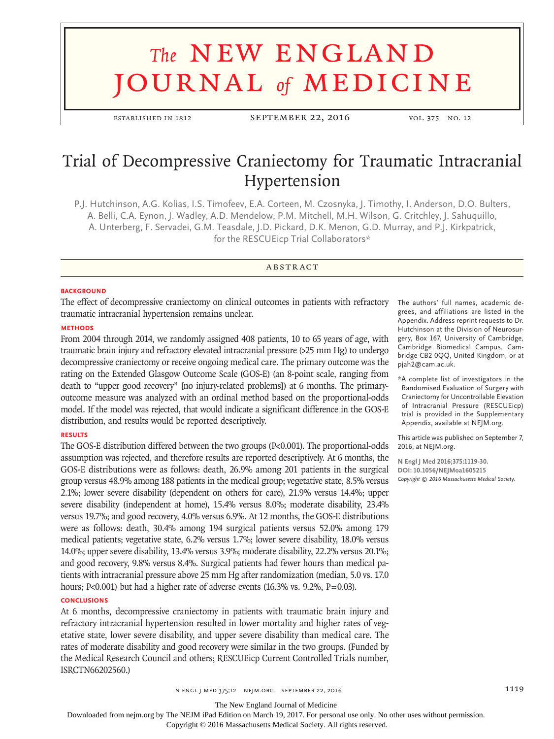# Trial of Decompressive Craniectomy for Traumatic Intracranial Hypertension

P.J. Hutchinson, A.G. Kolias, I.S. Timofeev, E.A. Corteen, M. Czosnyka, J. Timothy, I. Anderson, D.O. Bulters, A. Belli, C.A. Eynon, J. Wadley, A.D. Mendelow, P.M. Mitchell, M.H. Wilson, G. Critchley, J. Sahuquillo, A. Unterberg, F. Servadei, G.M. Teasdale, J.D. Pickard, D.K. Menon, G.D. Murray, and P.J. Kirkpatrick, for the RESCUEicp Trial Collaborators*

## ABSTRACT

### BACKGROUND

The effect of decompressive craniectomy on clinical outcomes in patients with refractory traumatic intracranial hypertension remains unclear.

### METHODS

From 2004 through 2014, we randomly assigned 408 patients, 10 to 65 years of age, with traumatic brain injury and refractory elevated intracranial pressure (>25 mm Hg) to undergo decompressive craniectomy or receive ongoing medical care. The primary outcome was the rating on the Extended Glasgow Outcome Scale (GOS-E) (an 8-point scale, ranging from death to "upper good recovery" [no injury-related problems]) at 6 months. The primary-outcome measure was analyzed with an ordinal method based on the proportional-odds model. If the model was rejected, that would indicate a significant difference in the GOS-E distribution, and results would be reported descriptively.

### RESULTS

The GOS-E distribution differed between the two groups (P<0.001). The proportional-odds assumption was rejected, and therefore results are reported descriptively. At 6 months, the GOS-E distributions were as follows: death, 26.9% among 201 patients in the surgical group versus 48.9% among 188 patients in the medical group; vegetative state, 8.5% versus 2.1%; lower severe disability (dependent on others for care), 21.9% versus 14.4%; upper severe disability (independent at home), 15.4% versus 8.0%; moderate disability, 23.4% versus 19.7%; and good recovery, 4.0% versus 6.9%. At 12 months, the GOS-E distributions were as follows: death, 30.4% among 194 surgical patients versus 52.0% among 179 medical patients; vegetative state, 6.2% versus 1.7%; lower severe disability, 18.0% versus 14.0%; upper severe disability, 13.4% versus 3.9%; moderate disability, 22.2% versus 20.1%; and good recovery, 9.8% versus 8.4%. Surgical patients had fewer hours than medical patients with intracranial pressure above 25 mm Hg after randomization (median, 5.0 vs. 17.0 hours; P<0.001) but had a higher rate of adverse events (16.3% vs. 9.2%, P=0.03).

### CONCLUSIONS

At 6 months, decompressive craniectomy in patients with traumatic brain injury and refractory intracranial hypertension resulted in lower mortality and higher rates of vegetative state, lower severe disability, and upper severe disability than medical care. The rates of moderate disability and good recovery were similar in the two groups. (Funded by the Medical Research Council and others; RESCUEicp Current Controlled Trials number, ISRCTN66202560.)

The authors' full names, academic degrees, and affiliations are listed in the Appendix. Address reprint requests to Dr. Hutchinson at the Division of Neurosurgery, Box 167, University of Cambridge, Cambridge Biomedical Campus, Cambridge CB2 0QQ, United Kingdom, or at pjah2@cam.ac.uk.

*A complete list of investigators in the Randomised Evaluation of Surgery with Craniectomy for Uncontrollable Elevation of Intracranial Pressure (RESCUEicp) trial is provided in the Supplementary Appendix, available at NEJM.org.

This article was published on September 7, 2016, at NEJM.org.

**N Engl J Med 2016;375:1119-30.**
**DOI: 10.1056/NEJMoa1605215**
*Copyright © 2016 Massachusetts Medical Society.*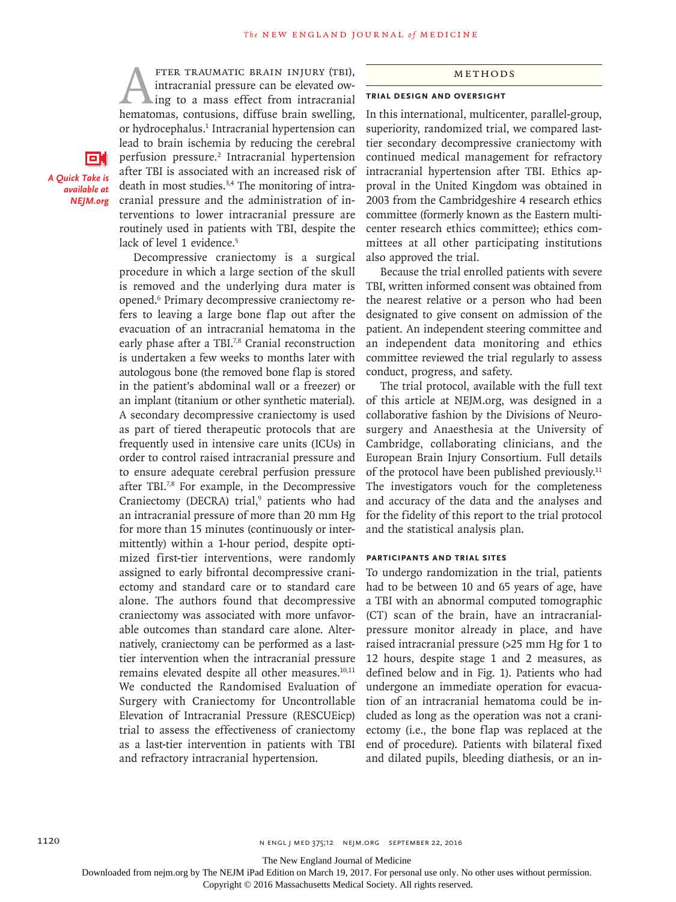After traumatic brain injury (TBI), intracranial pressure can be elevated owing to a mass effect from intracranial hematomas, contusions, diffuse brain swelling, or hydrocephalus.[1] Intracranial hypertension can lead to brain ischemia by reducing the cerebral perfusion pressure.[2] Intracranial hypertension after TBI is associated with an increased risk of death in most studies.[3,4] The monitoring of intracranial pressure and the administration of interventions to lower intracranial pressure are routinely used in patients with TBI, despite the lack of level 1 evidence.[5]

*A Quick Take is available at NEJM.org*

Decompressive craniectomy is a surgical procedure in which a large section of the skull is removed and the underlying dura mater is opened.[6] Primary decompressive craniectomy refers to leaving a large bone flap out after the evacuation of an intracranial hematoma in the early phase after a TBI.[7,8] Cranial reconstruction is undertaken a few weeks to months later with autologous bone (the removed bone flap is stored in the patient's abdominal wall or a freezer) or an implant (titanium or other synthetic material). A secondary decompressive craniectomy is used as part of tiered therapeutic protocols that are frequently used in intensive care units (ICUs) in order to control raised intracranial pressure and to ensure adequate cerebral perfusion pressure after TBI.[7,8] For example, in the Decompressive Craniectomy (DECRA) trial,[9] patients who had an intracranial pressure of more than 20 mm Hg for more than 15 minutes (continuously or intermittently) within a 1-hour period, despite optimized first-tier interventions, were randomly assigned to early bifrontal decompressive craniectomy and standard care or to standard care alone. The authors found that decompressive craniectomy was associated with more unfavorable outcomes than standard care alone. Alternatively, craniectomy can be performed as a last-tier intervention when the intracranial pressure remains elevated despite all other measures.[10,11] We conducted the Randomised Evaluation of Surgery with Craniectomy for Uncontrollable Elevation of Intracranial Pressure (RESCUEicp) trial to assess the effectiveness of craniectomy as a last-tier intervention in patients with TBI and refractory intracranial hypertension.

## Methods

### Trial Design and Oversight

In this international, multicenter, parallel-group, superiority, randomized trial, we compared last-tier secondary decompressive craniectomy with continued medical management for refractory intracranial hypertension after TBI. Ethics approval in the United Kingdom was obtained in 2003 from the Cambridgeshire 4 research ethics committee (formerly known as the Eastern multicenter research ethics committee); ethics committees at all other participating institutions also approved the trial.

Because the trial enrolled patients with severe TBI, written informed consent was obtained from the nearest relative or a person who had been designated to give consent on admission of the patient. An independent steering committee and an independent data monitoring and ethics committee reviewed the trial regularly to assess conduct, progress, and safety.

The trial protocol, available with the full text of this article at NEJM.org, was designed in a collaborative fashion by the Divisions of Neurosurgery and Anaesthesia at the University of Cambridge, collaborating clinicians, and the European Brain Injury Consortium. Full details of the protocol have been published previously.[11] The investigators vouch for the completeness and accuracy of the data and the analyses and for the fidelity of this report to the trial protocol and the statistical analysis plan.

### Participants and Trial Sites

To undergo randomization in the trial, patients had to be between 10 and 65 years of age, have a TBI with an abnormal computed tomographic (CT) scan of the brain, have an intracranial-pressure monitor already in place, and have raised intracranial pressure (>25 mm Hg for 1 to 12 hours, despite stage 1 and 2 measures, as defined below and in Fig. 1). Patients who had undergone an immediate operation for evacuation of an intracranial hematoma could be included as long as the operation was not a craniectomy (i.e., the bone flap was replaced at the end of procedure). Patients with bilateral fixed and dilated pupils, bleeding diathesis, or an in-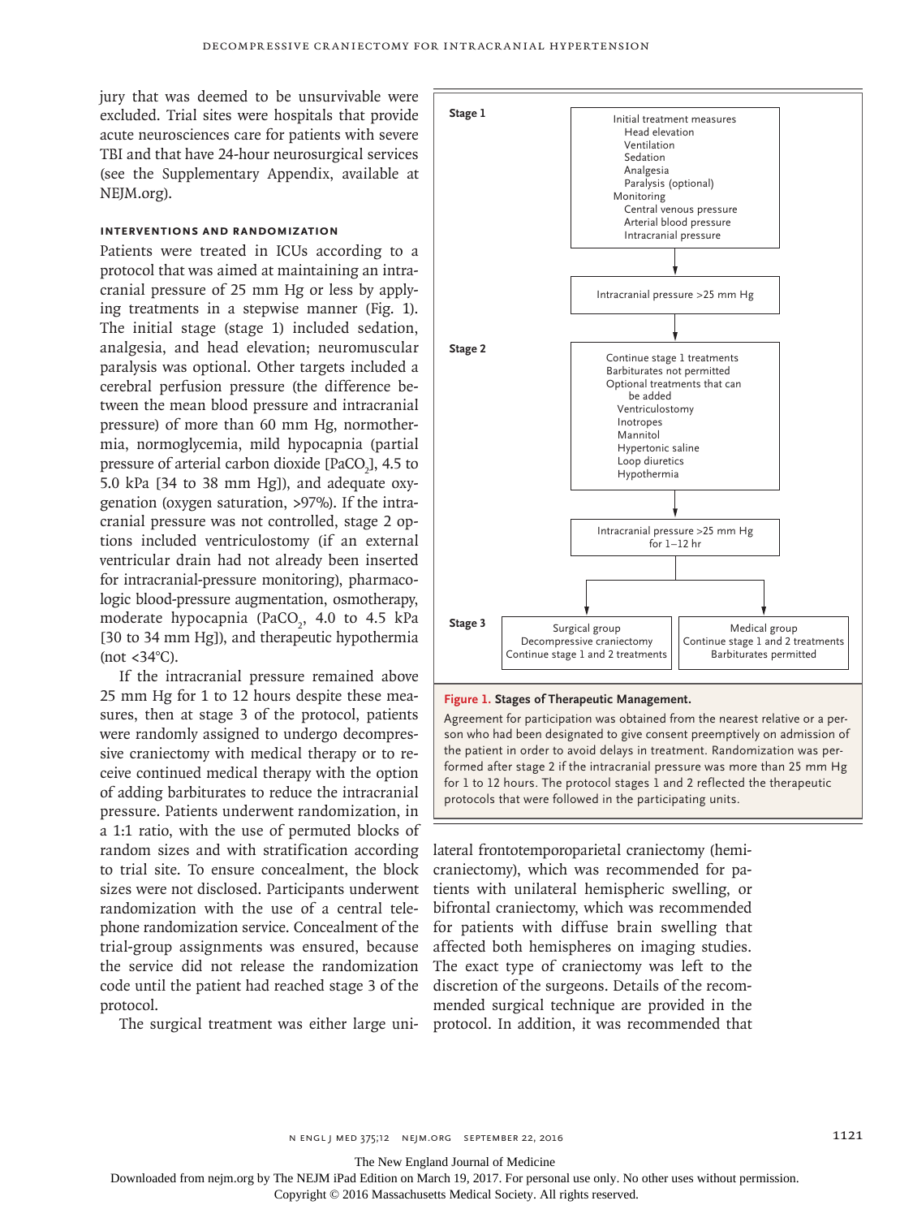jury that was deemed to be unsurvivable were excluded. Trial sites were hospitals that provide acute neurosciences care for patients with severe TBI and that have 24-hour neurosurgical services (see the Supplementary Appendix, available at NEJM.org).

### INTERVENTIONS AND RANDOMIZATION

Patients were treated in ICUs according to a protocol that was aimed at maintaining an intracranial pressure of 25 mm Hg or less by applying treatments in a stepwise manner (Fig. 1). The initial stage (stage 1) included sedation, analgesia, and head elevation; neuromuscular paralysis was optional. Other targets included a cerebral perfusion pressure (the difference between the mean blood pressure and intracranial pressure) of more than 60 mm Hg, normothermia, normoglycemia, mild hypocapnia (partial pressure of arterial carbon dioxide [$PaCO_2$], 4.5 to 5.0 kPa [34 to 38 mm Hg]), and adequate oxygenation (oxygen saturation, >97%). If the intracranial pressure was not controlled, stage 2 options included ventriculostomy (if an external ventricular drain had not already been inserted for intracranial-pressure monitoring), pharmacologic blood-pressure augmentation, osmotherapy, moderate hypocapnia ($PaCO_2$, 4.0 to 4.5 kPa [30 to 34 mm Hg]), and therapeutic hypothermia (not <34°C).

If the intracranial pressure remained above 25 mm Hg for 1 to 12 hours despite these measures, then at stage 3 of the protocol, patients were randomly assigned to undergo decompressive craniectomy with medical therapy or to receive continued medical therapy with the option of adding barbiturates to reduce the intracranial pressure. Patients underwent randomization, in a 1:1 ratio, with the use of permuted blocks of random sizes and with stratification according to trial site. To ensure concealment, the block sizes were not disclosed. Participants underwent randomization with the use of a central telephone randomization service. Concealment of the trial-group assignments was ensured, because the service did not release the randomization code until the patient had reached stage 3 of the protocol.

The surgical treatment was either large unilateral frontotemporoparietal craniectomy (hemicraniectomy), which was recommended for patients with unilateral hemispheric swelling, or bifrontal craniectomy, which was recommended for patients with diffuse brain swelling that affected both hemispheres on imaging studies. The exact type of craniectomy was left to the discretion of the surgeons. Details of the recommended surgical technique are provided in the protocol. In addition, it was recommended that

**Stage 1**

Initial treatment measures
- Head elevation
- Ventilation
- Sedation
- Analgesia
- Paralysis (optional)

Monitoring
- Central venous pressure
- Arterial blood pressure
- Intracranial pressure

↓

Intracranial pressure >25 mm Hg

↓

**Stage 2**

Continue stage 1 treatments
Barbiturates not permitted
Optional treatments that can be added
- Ventriculostomy
- Inotropes
- Mannitol
- Hypertonic saline
- Loop diuretics
- Hypothermia

↓

Intracranial pressure >25 mm Hg for 1–12 hr

↓

**Stage 3**

| Surgical group | Medical group |
|---|---|
| Decompressive craniectomy | Continue stage 1 and 2 treatments |
| Continue stage 1 and 2 treatments | Barbiturates permitted |

**Figure 1. Stages of Therapeutic Management.**

Agreement for participation was obtained from the nearest relative or a person who had been designated to give consent preemptively on admission of the patient in order to avoid delays in treatment. Randomization was performed after stage 2 if the intracranial pressure was more than 25 mm Hg for 1 to 12 hours. The protocol stages 1 and 2 reflected the therapeutic protocols that were followed in the participating units.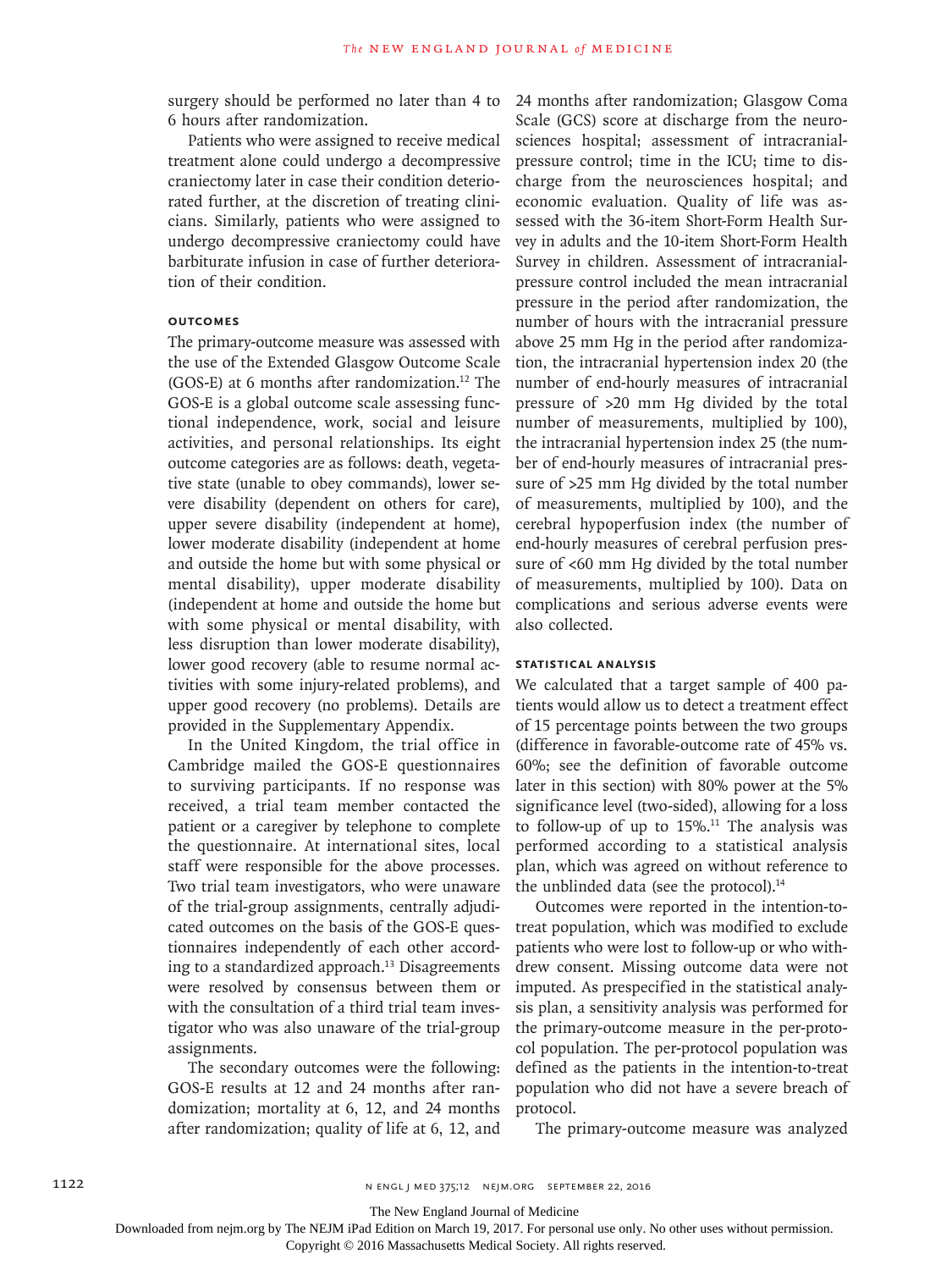surgery should be performed no later than 4 to 6 hours after randomization.

Patients who were assigned to receive medical treatment alone could undergo a decompressive craniectomy later in case their condition deteriorated further, at the discretion of treating clinicians. Similarly, patients who were assigned to undergo decompressive craniectomy could have barbiturate infusion in case of further deterioration of their condition.

### OUTCOMES

The primary-outcome measure was assessed with the use of the Extended Glasgow Outcome Scale (GOS-E) at 6 months after randomization.[12] The GOS-E is a global outcome scale assessing functional independence, work, social and leisure activities, and personal relationships. Its eight outcome categories are as follows: death, vegetative state (unable to obey commands), lower severe disability (dependent on others for care), upper severe disability (independent at home), lower moderate disability (independent at home and outside the home but with some physical or mental disability), upper moderate disability (independent at home and outside the home but with some physical or mental disability, with less disruption than lower moderate disability), lower good recovery (able to resume normal activities with some injury-related problems), and upper good recovery (no problems). Details are provided in the Supplementary Appendix.

In the United Kingdom, the trial office in Cambridge mailed the GOS-E questionnaires to surviving participants. If no response was received, a trial team member contacted the patient or a caregiver by telephone to complete the questionnaire. At international sites, local staff were responsible for the above processes. Two trial team investigators, who were unaware of the trial-group assignments, centrally adjudicated outcomes on the basis of the GOS-E questionnaires independently of each other according to a standardized approach.[13] Disagreements were resolved by consensus between them or with the consultation of a third trial team investigator who was also unaware of the trial-group assignments.

The secondary outcomes were the following: GOS-E results at 12 and 24 months after randomization; mortality at 6, 12, and 24 months after randomization; quality of life at 6, 12, and 24 months after randomization; Glasgow Coma Scale (GCS) score at discharge from the neurosciences hospital; assessment of intracranial-pressure control; time in the ICU; time to discharge from the neurosciences hospital; and economic evaluation. Quality of life was assessed with the 36-item Short-Form Health Survey in adults and the 10-item Short-Form Health Survey in children. Assessment of intracranial-pressure control included the mean intracranial pressure in the period after randomization, the number of hours with the intracranial pressure above 25 mm Hg in the period after randomization, the intracranial hypertension index 20 (the number of end-hourly measures of intracranial pressure of >20 mm Hg divided by the total number of measurements, multiplied by 100), the intracranial hypertension index 25 (the number of end-hourly measures of intracranial pressure of >25 mm Hg divided by the total number of measurements, multiplied by 100), and the cerebral hypoperfusion index (the number of end-hourly measures of cerebral perfusion pressure of <60 mm Hg divided by the total number of measurements, multiplied by 100). Data on complications and serious adverse events were also collected.

### STATISTICAL ANALYSIS

We calculated that a target sample of 400 patients would allow us to detect a treatment effect of 15 percentage points between the two groups (difference in favorable-outcome rate of 45% vs. 60%; see the definition of favorable outcome later in this section) with 80% power at the 5% significance level (two-sided), allowing for a loss to follow-up of up to 15%.[11] The analysis was performed according to a statistical analysis plan, which was agreed on without reference to the unblinded data (see the protocol).[14]

Outcomes were reported in the intention-to-treat population, which was modified to exclude patients who were lost to follow-up or who withdrew consent. Missing outcome data were not imputed. As prespecified in the statistical analysis plan, a sensitivity analysis was performed for the primary-outcome measure in the per-protocol population. The per-protocol population was defined as the patients in the intention-to-treat population who did not have a severe breach of protocol.

The primary-outcome measure was analyzed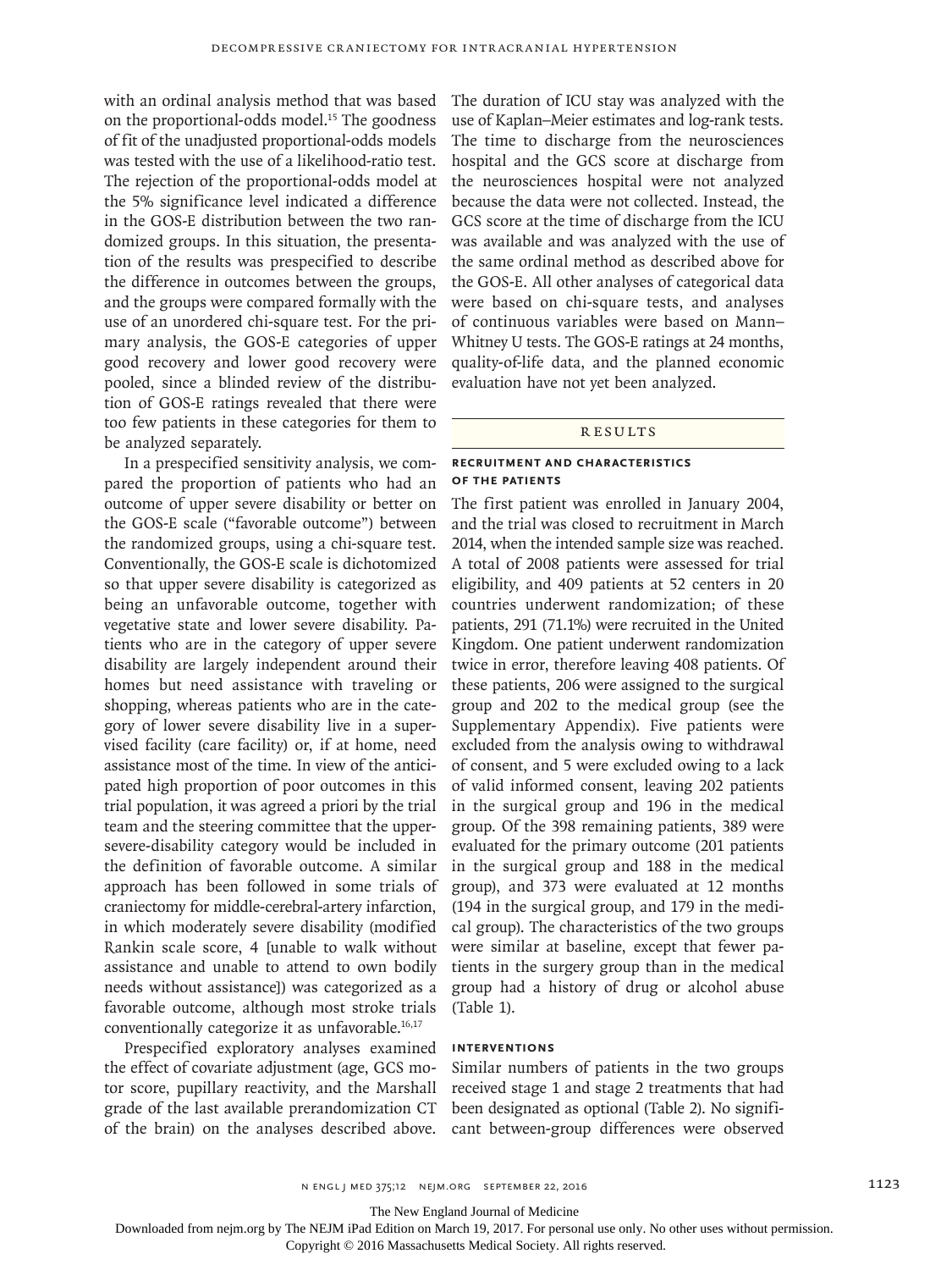with an ordinal analysis method that was based on the proportional-odds model.[15] The goodness of fit of the unadjusted proportional-odds models was tested with the use of a likelihood-ratio test. The rejection of the proportional-odds model at the 5% significance level indicated a difference in the GOS-E distribution between the two randomized groups. In this situation, the presentation of the results was prespecified to describe the difference in outcomes between the groups, and the groups were compared formally with the use of an unordered chi-square test. For the primary analysis, the GOS-E categories of upper good recovery and lower good recovery were pooled, since a blinded review of the distribution of GOS-E ratings revealed that there were too few patients in these categories for them to be analyzed separately.

In a prespecified sensitivity analysis, we compared the proportion of patients who had an outcome of upper severe disability or better on the GOS-E scale ("favorable outcome") between the randomized groups, using a chi-square test. Conventionally, the GOS-E scale is dichotomized so that upper severe disability is categorized as being an unfavorable outcome, together with vegetative state and lower severe disability. Patients who are in the category of upper severe disability are largely independent around their homes but need assistance with traveling or shopping, whereas patients who are in the category of lower severe disability live in a supervised facility (care facility) or, if at home, need assistance most of the time. In view of the anticipated high proportion of poor outcomes in this trial population, it was agreed a priori by the trial team and the steering committee that the upper-severe-disability category would be included in the definition of favorable outcome. A similar approach has been followed in some trials of craniectomy for middle-cerebral-artery infarction, in which moderately severe disability (modified Rankin scale score, 4 [unable to walk without assistance and unable to attend to own bodily needs without assistance]) was categorized as a favorable outcome, although most stroke trials conventionally categorize it as unfavorable.[16,17]

Prespecified exploratory analyses examined the effect of covariate adjustment (age, GCS motor score, pupillary reactivity, and the Marshall grade of the last available prerandomization CT of the brain) on the analyses described above. The duration of ICU stay was analyzed with the use of Kaplan–Meier estimates and log-rank tests. The time to discharge from the neurosciences hospital and the GCS score at discharge from the neurosciences hospital were not analyzed because the data were not collected. Instead, the GCS score at the time of discharge from the ICU was available and was analyzed with the use of the same ordinal method as described above for the GOS-E. All other analyses of categorical data were based on chi-square tests, and analyses of continuous variables were based on Mann–Whitney U tests. The GOS-E ratings at 24 months, quality-of-life data, and the planned economic evaluation have not yet been analyzed.

## Results

### Recruitment and Characteristics of the Patients

The first patient was enrolled in January 2004, and the trial was closed to recruitment in March 2014, when the intended sample size was reached. A total of 2008 patients were assessed for trial eligibility, and 409 patients at 52 centers in 20 countries underwent randomization; of these patients, 291 (71.1%) were recruited in the United Kingdom. One patient underwent randomization twice in error, therefore leaving 408 patients. Of these patients, 206 were assigned to the surgical group and 202 to the medical group (see the Supplementary Appendix). Five patients were excluded from the analysis owing to withdrawal of consent, and 5 were excluded owing to a lack of valid informed consent, leaving 202 patients in the surgical group and 196 in the medical group. Of the 398 remaining patients, 389 were evaluated for the primary outcome (201 patients in the surgical group and 188 in the medical group), and 373 were evaluated at 12 months (194 in the surgical group, and 179 in the medical group). The characteristics of the two groups were similar at baseline, except that fewer patients in the surgery group than in the medical group had a history of drug or alcohol abuse (Table 1).

### Interventions

Similar numbers of patients in the two groups received stage 1 and stage 2 treatments that had been designated as optional (Table 2). No significant between-group differences were observed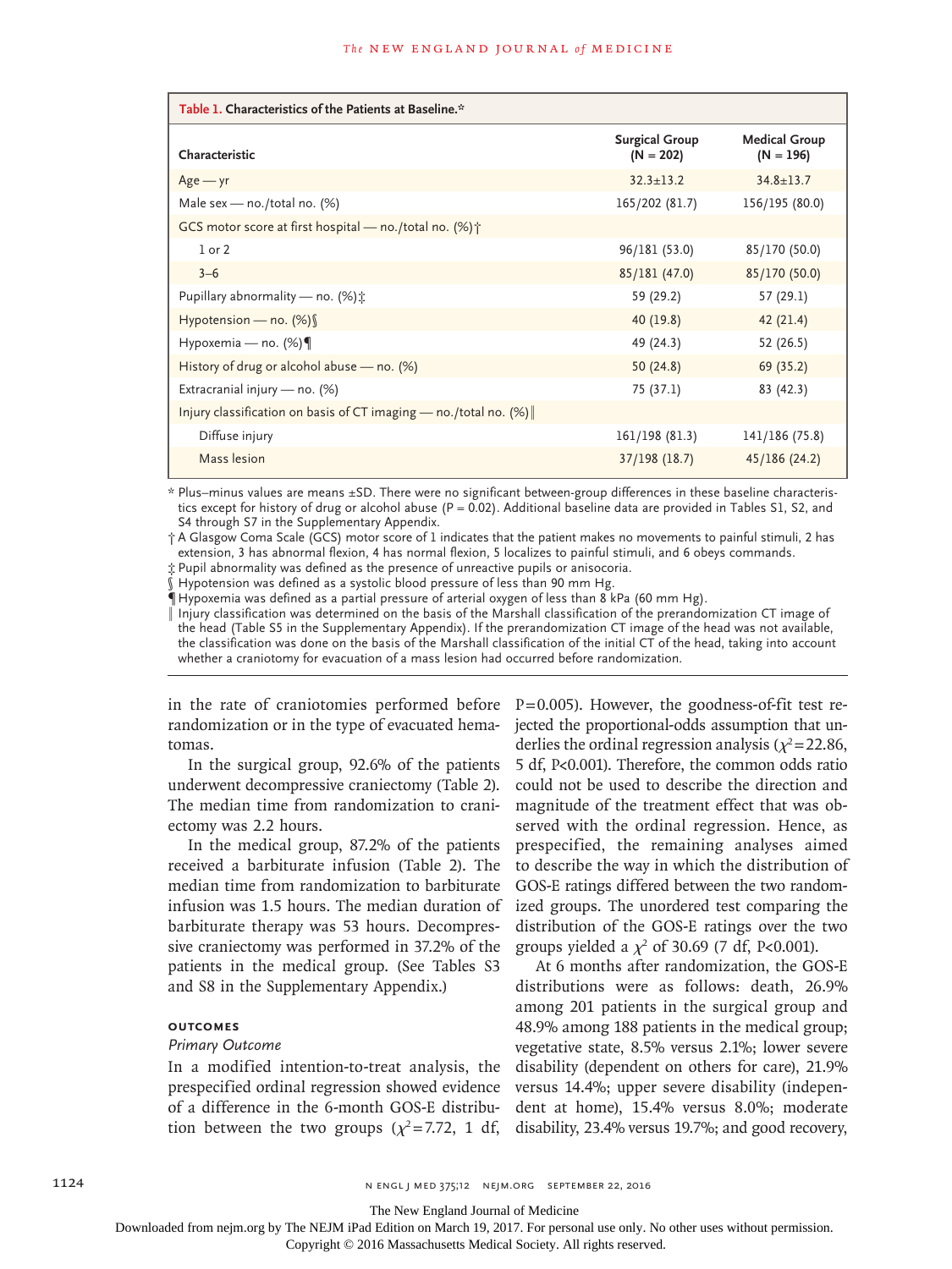**Table 1. Characteristics of the Patients at Baseline.***

| Characteristic | Surgical Group (N = 202) | Medical Group (N = 196) |
|---|---|---|
| Age — yr | 32.3±13.2 | 34.8±13.7 |
| Male sex — no./total no. (%) | 165/202 (81.7) | 156/195 (80.0) |
| GCS motor score at first hospital — no./total no. (%)† | | |
| 1 or 2 | 96/181 (53.0) | 85/170 (50.0) |
| 3–6 | 85/181 (47.0) | 85/170 (50.0) |
| Pupillary abnormality — no. (%)‡ | 59 (29.2) | 57 (29.1) |
| Hypotension — no. (%)§ | 40 (19.8) | 42 (21.4) |
| Hypoxemia — no. (%)¶ | 49 (24.3) | 52 (26.5) |
| History of drug or alcohol abuse — no. (%) | 50 (24.8) | 69 (35.2) |
| Extracranial injury — no. (%) | 75 (37.1) | 83 (42.3) |
| Injury classification on basis of CT imaging — no./total no. (%)‖ | | |
| Diffuse injury | 161/198 (81.3) | 141/186 (75.8) |
| Mass lesion | 37/198 (18.7) | 45/186 (24.2) |

\* Plus–minus values are means ±SD. There were no significant between-group differences in these baseline characteristics except for history of drug or alcohol abuse (P = 0.02). Additional baseline data are provided in Tables S1, S2, and S4 through S7 in the Supplementary Appendix.

† A Glasgow Coma Scale (GCS) motor score of 1 indicates that the patient makes no movements to painful stimuli, 2 has extension, 3 has abnormal flexion, 4 has normal flexion, 5 localizes to painful stimuli, and 6 obeys commands.

‡ Pupil abnormality was defined as the presence of unreactive pupils or anisocoria.

§ Hypotension was defined as a systolic blood pressure of less than 90 mm Hg.

¶ Hypoxemia was defined as a partial pressure of arterial oxygen of less than 8 kPa (60 mm Hg).

‖ Injury classification was determined on the basis of the Marshall classification of the prerandomization CT image of the head (Table S5 in the Supplementary Appendix). If the prerandomization CT image of the head was not available, the classification was done on the basis of the Marshall classification of the initial CT of the head, taking into account whether a craniotomy for evacuation of a mass lesion had occurred before randomization.

in the rate of craniotomies performed before randomization or in the type of evacuated hematomas.

In the surgical group, 92.6% of the patients underwent decompressive craniectomy (Table 2). The median time from randomization to craniectomy was 2.2 hours.

In the medical group, 87.2% of the patients received a barbiturate infusion (Table 2). The median time from randomization to barbiturate infusion was 1.5 hours. The median duration of barbiturate therapy was 53 hours. Decompressive craniectomy was performed in 37.2% of the patients in the medical group. (See Tables S3 and S8 in the Supplementary Appendix.)

### OUTCOMES

#### *Primary Outcome*

In a modified intention-to-treat analysis, the prespecified ordinal regression showed evidence of a difference in the 6-month GOS-E distribution between the two groups ($\chi^2$=7.72, 1 df, P=0.005). However, the goodness-of-fit test rejected the proportional-odds assumption that underlies the ordinal regression analysis ($\chi^2$=22.86, 5 df, P<0.001). Therefore, the common odds ratio could not be used to describe the direction and magnitude of the treatment effect that was observed with the ordinal regression. Hence, as prespecified, the remaining analyses aimed to describe the way in which the distribution of GOS-E ratings differed between the two randomized groups. The unordered test comparing the distribution of the GOS-E ratings over the two groups yielded a $\chi^2$ of 30.69 (7 df, P<0.001).

At 6 months after randomization, the GOS-E distributions were as follows: death, 26.9% among 201 patients in the surgical group and 48.9% among 188 patients in the medical group; vegetative state, 8.5% versus 2.1%; lower severe disability (dependent on others for care), 21.9% versus 14.4%; upper severe disability (independent at home), 15.4% versus 8.0%; moderate disability, 23.4% versus 19.7%; and good recovery,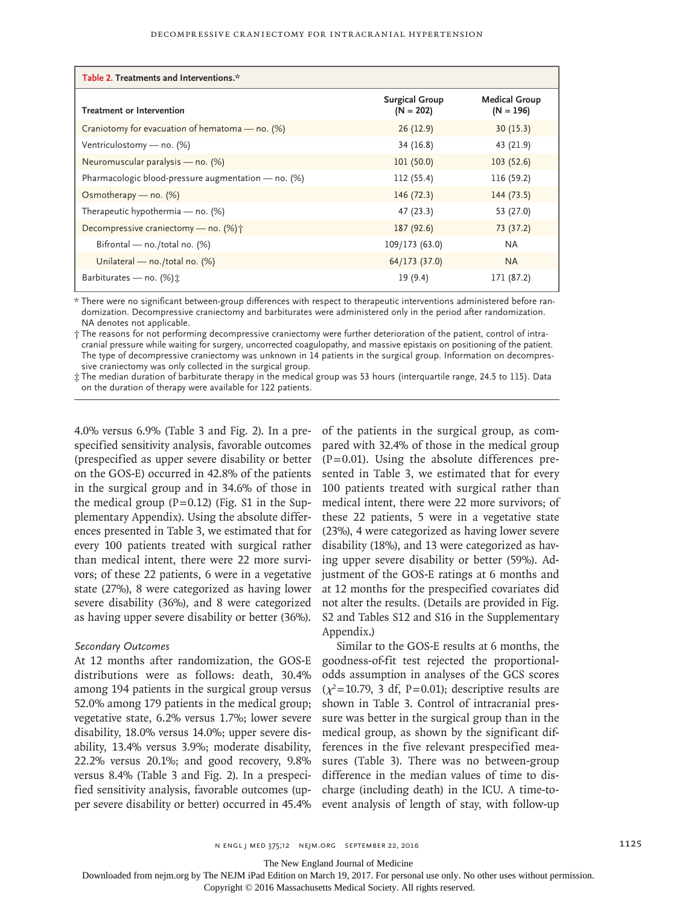**Table 2. Treatments and Interventions.***

| Treatment or Intervention | Surgical Group (N = 202) | Medical Group (N = 196) |
|---|---|---|
| Craniotomy for evacuation of hematoma — no. (%) | 26 (12.9) | 30 (15.3) |
| Ventriculostomy — no. (%) | 34 (16.8) | 43 (21.9) |
| Neuromuscular paralysis — no. (%) | 101 (50.0) | 103 (52.6) |
| Pharmacologic blood-pressure augmentation — no. (%) | 112 (55.4) | 116 (59.2) |
| Osmotherapy — no. (%) | 146 (72.3) | 144 (73.5) |
| Therapeutic hypothermia — no. (%) | 47 (23.3) | 53 (27.0) |
| Decompressive craniectomy — no. (%)† | 187 (92.6) | 73 (37.2) |
| Bifrontal — no./total no. (%) | 109/173 (63.0) | NA |
| Unilateral — no./total no. (%) | 64/173 (37.0) | NA |
| Barbiturates — no. (%)‡ | 19 (9.4) | 171 (87.2) |

\* There were no significant between-group differences with respect to therapeutic interventions administered before randomization. Decompressive craniectomy and barbiturates were administered only in the period after randomization. NA denotes not applicable.

† The reasons for not performing decompressive craniectomy were further deterioration of the patient, control of intracranial pressure while waiting for surgery, uncorrected coagulopathy, and massive epistaxis on positioning of the patient. The type of decompressive craniectomy was unknown in 14 patients in the surgical group. Information on decompressive craniectomy was only collected in the surgical group.

‡ The median duration of barbiturate therapy in the medical group was 53 hours (interquartile range, 24.5 to 115). Data on the duration of therapy were available for 122 patients.

4.0% versus 6.9% (Table 3 and Fig. 2). In a prespecified sensitivity analysis, favorable outcomes (prespecified as upper severe disability or better on the GOS-E) occurred in 42.8% of the patients in the surgical group and in 34.6% of those in the medical group (P=0.12) (Fig. S1 in the Supplementary Appendix). Using the absolute differences presented in Table 3, we estimated that for every 100 patients treated with surgical rather than medical intent, there were 22 more survivors; of these 22 patients, 6 were in a vegetative state (27%), 8 were categorized as having lower severe disability (36%), and 8 were categorized as having upper severe disability or better (36%).

*Secondary Outcomes*

At 12 months after randomization, the GOS-E distributions were as follows: death, 30.4% among 194 patients in the surgical group versus 52.0% among 179 patients in the medical group; vegetative state, 6.2% versus 1.7%; lower severe disability, 18.0% versus 14.0%; upper severe disability, 13.4% versus 3.9%; moderate disability, 22.2% versus 20.1%; and good recovery, 9.8% versus 8.4% (Table 3 and Fig. 2). In a prespecified sensitivity analysis, favorable outcomes (upper severe disability or better) occurred in 45.4% of the patients in the surgical group, as compared with 32.4% of those in the medical group (P=0.01). Using the absolute differences presented in Table 3, we estimated that for every 100 patients treated with surgical rather than medical intent, there were 22 more survivors; of these 22 patients, 5 were in a vegetative state (23%), 4 were categorized as having lower severe disability (18%), and 13 were categorized as having upper severe disability or better (59%). Adjustment of the GOS-E ratings at 6 months and at 12 months for the prespecified covariates did not alter the results. (Details are provided in Fig. S2 and Tables S12 and S16 in the Supplementary Appendix.)

Similar to the GOS-E results at 6 months, the goodness-of-fit test rejected the proportional-odds assumption in analyses of the GCS scores ($\chi^2$=10.79, 3 df, P=0.01); descriptive results are shown in Table 3. Control of intracranial pressure was better in the surgical group than in the medical group, as shown by the significant differences in the five relevant prespecified measures (Table 3). There was no between-group difference in the median values of time to discharge (including death) in the ICU. A time-to-event analysis of length of stay, with follow-up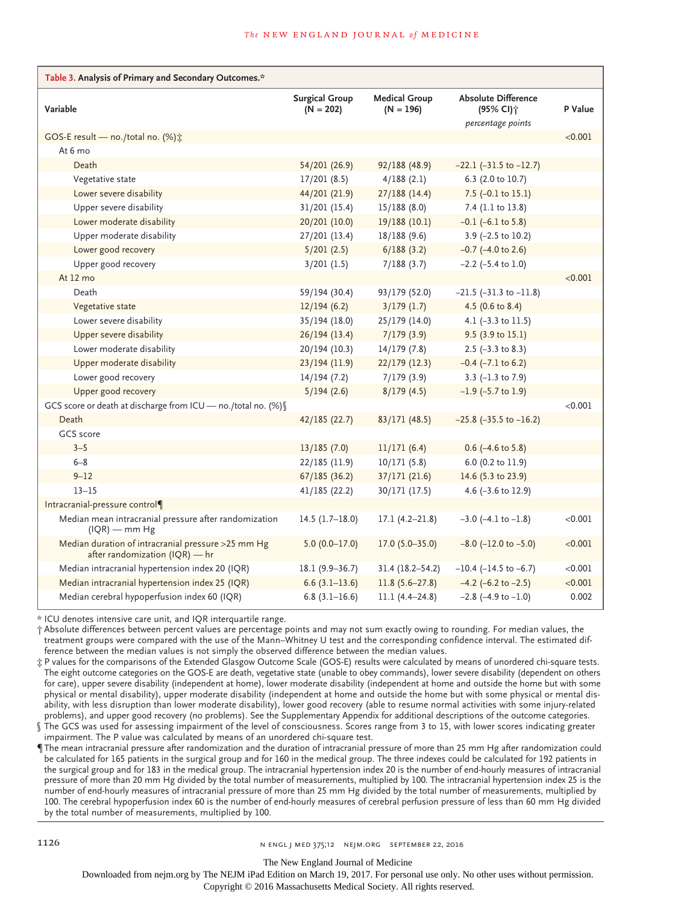**Table 3. Analysis of Primary and Secondary Outcomes.***

| Variable | Surgical Group (N = 202) | Medical Group (N = 196) | Absolute Difference (95% CI)† *percentage points* | P Value |
|---|---|---|---|---|
| GOS-E result — no./total no. (%)‡ | | | | <0.001 |
| At 6 mo | | | | |
| Death | 54/201 (26.9) | 92/188 (48.9) | −22.1 (−31.5 to −12.7) | |
| Vegetative state | 17/201 (8.5) | 4/188 (2.1) | 6.3 (2.0 to 10.7) | |
| Lower severe disability | 44/201 (21.9) | 27/188 (14.4) | 7.5 (−0.1 to 15.1) | |
| Upper severe disability | 31/201 (15.4) | 15/188 (8.0) | 7.4 (1.1 to 13.8) | |
| Lower moderate disability | 20/201 (10.0) | 19/188 (10.1) | −0.1 (−6.1 to 5.8) | |
| Upper moderate disability | 27/201 (13.4) | 18/188 (9.6) | 3.9 (−2.5 to 10.2) | |
| Lower good recovery | 5/201 (2.5) | 6/188 (3.2) | −0.7 (−4.0 to 2.6) | |
| Upper good recovery | 3/201 (1.5) | 7/188 (3.7) | −2.2 (−5.4 to 1.0) | |
| At 12 mo | | | | <0.001 |
| Death | 59/194 (30.4) | 93/179 (52.0) | −21.5 (−31.3 to −11.8) | |
| Vegetative state | 12/194 (6.2) | 3/179 (1.7) | 4.5 (0.6 to 8.4) | |
| Lower severe disability | 35/194 (18.0) | 25/179 (14.0) | 4.1 (−3.3 to 11.5) | |
| Upper severe disability | 26/194 (13.4) | 7/179 (3.9) | 9.5 (3.9 to 15.1) | |
| Lower moderate disability | 20/194 (10.3) | 14/179 (7.8) | 2.5 (−3.3 to 8.3) | |
| Upper moderate disability | 23/194 (11.9) | 22/179 (12.3) | −0.4 (−7.1 to 6.2) | |
| Lower good recovery | 14/194 (7.2) | 7/179 (3.9) | 3.3 (−1.3 to 7.9) | |
| Upper good recovery | 5/194 (2.6) | 8/179 (4.5) | −1.9 (−5.7 to 1.9) | |
| GCS score or death at discharge from ICU — no./total no. (%)§ | | | | <0.001 |
| Death | 42/185 (22.7) | 83/171 (48.5) | −25.8 (−35.5 to −16.2) | |
| GCS score | | | | |
| 3–5 | 13/185 (7.0) | 11/171 (6.4) | 0.6 (−4.6 to 5.8) | |
| 6–8 | 22/185 (11.9) | 10/171 (5.8) | 6.0 (0.2 to 11.9) | |
| 9–12 | 67/185 (36.2) | 37/171 (21.6) | 14.6 (5.3 to 23.9) | |
| 13–15 | 41/185 (22.2) | 30/171 (17.5) | 4.6 (−3.6 to 12.9) | |
| Intracranial-pressure control¶ | | | | |
| Median mean intracranial pressure after randomization (IQR) — mm Hg | 14.5 (1.7–18.0) | 17.1 (4.2–21.8) | −3.0 (−4.1 to −1.8) | <0.001 |
| Median duration of intracranial pressure >25 mm Hg after randomization (IQR) — hr | 5.0 (0.0–17.0) | 17.0 (5.0–35.0) | −8.0 (−12.0 to −5.0) | <0.001 |
| Median intracranial hypertension index 20 (IQR) | 18.1 (9.9–36.7) | 31.4 (18.2–54.2) | −10.4 (−14.5 to −6.7) | <0.001 |
| Median intracranial hypertension index 25 (IQR) | 6.6 (3.1–13.6) | 11.8 (5.6–27.8) | −4.2 (−6.2 to −2.5) | <0.001 |
| Median cerebral hypoperfusion index 60 (IQR) | 6.8 (3.1–16.6) | 11.1 (4.4–24.8) | −2.8 (−4.9 to −1.0) | 0.002 |

\* ICU denotes intensive care unit, and IQR interquartile range.

† Absolute differences between percent values are percentage points and may not sum exactly owing to rounding. For median values, the treatment groups were compared with the use of the Mann–Whitney U test and the corresponding confidence interval. The estimated difference between the median values is not simply the observed difference between the median values.

‡ P values for the comparisons of the Extended Glasgow Outcome Scale (GOS-E) results were calculated by means of unordered chi-square tests. The eight outcome categories on the GOS-E are death, vegetative state (unable to obey commands), lower severe disability (dependent on others for care), upper severe disability (independent at home), lower moderate disability (independent at home and outside the home but with some physical or mental disability), upper moderate disability (independent at home and outside the home but with some physical or mental disability, with less disruption than lower moderate disability), lower good recovery (able to resume normal activities with some injury-related problems), and upper good recovery (no problems). See the Supplementary Appendix for additional descriptions of the outcome categories.

§ The GCS was used for assessing impairment of the level of consciousness. Scores range from 3 to 15, with lower scores indicating greater impairment. The P value was calculated by means of an unordered chi-square test.

¶ The mean intracranial pressure after randomization and the duration of intracranial pressure of more than 25 mm Hg after randomization could be calculated for 165 patients in the surgical group and for 160 in the medical group. The three indexes could be calculated for 192 patients in the surgical group and for 183 in the medical group. The intracranial hypertension index 20 is the number of end-hourly measures of intracranial pressure of more than 20 mm Hg divided by the total number of measurements, multiplied by 100. The intracranial hypertension index 25 is the number of end-hourly measures of intracranial pressure of more than 25 mm Hg divided by the total number of measurements, multiplied by 100. The cerebral hypoperfusion index 60 is the number of end-hourly measures of cerebral perfusion pressure of less than 60 mm Hg divided by the total number of measurements, multiplied by 100.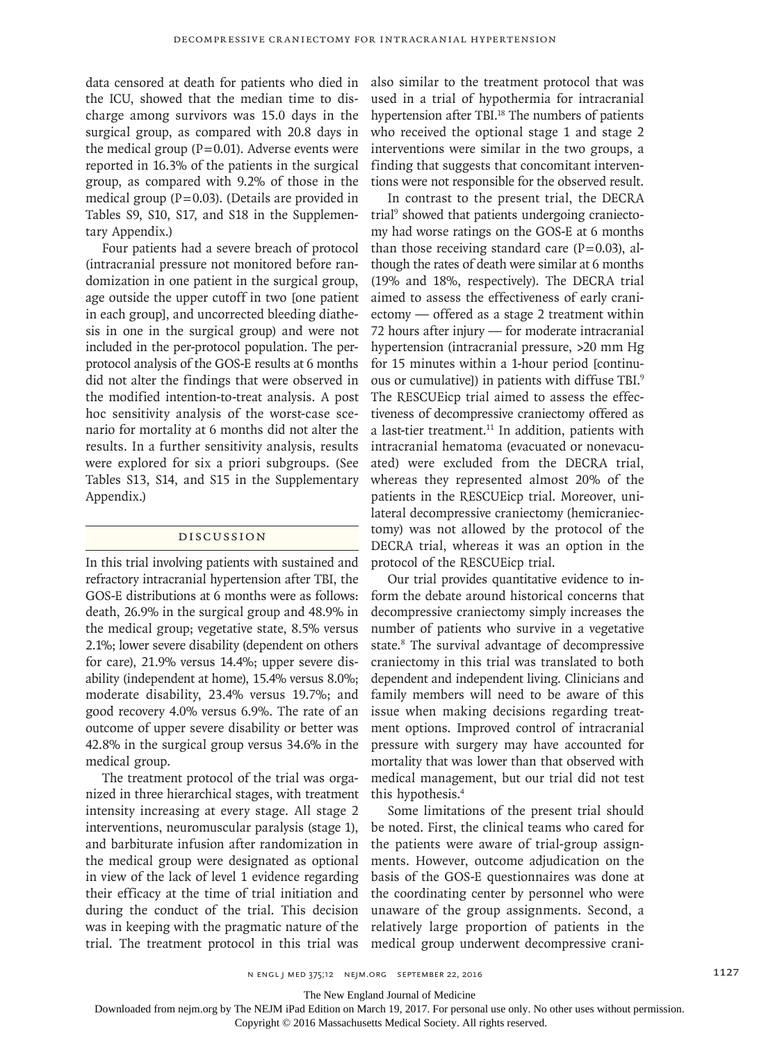data censored at death for patients who died in the ICU, showed that the median time to discharge among survivors was 15.0 days in the surgical group, as compared with 20.8 days in the medical group (P=0.01). Adverse events were reported in 16.3% of the patients in the surgical group, as compared with 9.2% of those in the medical group (P=0.03). (Details are provided in Tables S9, S10, S17, and S18 in the Supplementary Appendix.)

Four patients had a severe breach of protocol (intracranial pressure not monitored before randomization in one patient in the surgical group, age outside the upper cutoff in two [one patient in each group], and uncorrected bleeding diathesis in one in the surgical group) and were not included in the per-protocol population. The per-protocol analysis of the GOS-E results at 6 months did not alter the findings that were observed in the modified intention-to-treat analysis. A post hoc sensitivity analysis of the worst-case scenario for mortality at 6 months did not alter the results. In a further sensitivity analysis, results were explored for six a priori subgroups. (See Tables S13, S14, and S15 in the Supplementary Appendix.)

## Discussion

In this trial involving patients with sustained and refractory intracranial hypertension after TBI, the GOS-E distributions at 6 months were as follows: death, 26.9% in the surgical group and 48.9% in the medical group; vegetative state, 8.5% versus 2.1%; lower severe disability (dependent on others for care), 21.9% versus 14.4%; upper severe disability (independent at home), 15.4% versus 8.0%; moderate disability, 23.4% versus 19.7%; and good recovery 4.0% versus 6.9%. The rate of an outcome of upper severe disability or better was 42.8% in the surgical group versus 34.6% in the medical group.

The treatment protocol of the trial was organized in three hierarchical stages, with treatment intensity increasing at every stage. All stage 2 interventions, neuromuscular paralysis (stage 1), and barbiturate infusion after randomization in the medical group were designated as optional in view of the lack of level 1 evidence regarding their efficacy at the time of trial initiation and during the conduct of the trial. This decision was in keeping with the pragmatic nature of the trial. The treatment protocol in this trial was also similar to the treatment protocol that was used in a trial of hypothermia for intracranial hypertension after TBI.[18] The numbers of patients who received the optional stage 1 and stage 2 interventions were similar in the two groups, a finding that suggests that concomitant interventions were not responsible for the observed result.

In contrast to the present trial, the DECRA trial[9] showed that patients undergoing craniectomy had worse ratings on the GOS-E at 6 months than those receiving standard care (P=0.03), although the rates of death were similar at 6 months (19% and 18%, respectively). The DECRA trial aimed to assess the effectiveness of early craniectomy — offered as a stage 2 treatment within 72 hours after injury — for moderate intracranial hypertension (intracranial pressure, >20 mm Hg for 15 minutes within a 1-hour period [continuous or cumulative]) in patients with diffuse TBI.[9] The RESCUEicp trial aimed to assess the effectiveness of decompressive craniectomy offered as a last-tier treatment.[11] In addition, patients with intracranial hematoma (evacuated or nonevacuated) were excluded from the DECRA trial, whereas they represented almost 20% of the patients in the RESCUEicp trial. Moreover, unilateral decompressive craniectomy (hemicraniectomy) was not allowed by the protocol of the DECRA trial, whereas it was an option in the protocol of the RESCUEicp trial.

Our trial provides quantitative evidence to inform the debate around historical concerns that decompressive craniectomy simply increases the number of patients who survive in a vegetative state.[8] The survival advantage of decompressive craniectomy in this trial was translated to both dependent and independent living. Clinicians and family members will need to be aware of this issue when making decisions regarding treatment options. Improved control of intracranial pressure with surgery may have accounted for mortality that was lower than that observed with medical management, but our trial did not test this hypothesis.[4]

Some limitations of the present trial should be noted. First, the clinical teams who cared for the patients were aware of trial-group assignments. However, outcome adjudication on the basis of the GOS-E questionnaires was done at the coordinating center by personnel who were unaware of the group assignments. Second, a relatively large proportion of patients in the medical group underwent decompressive crani-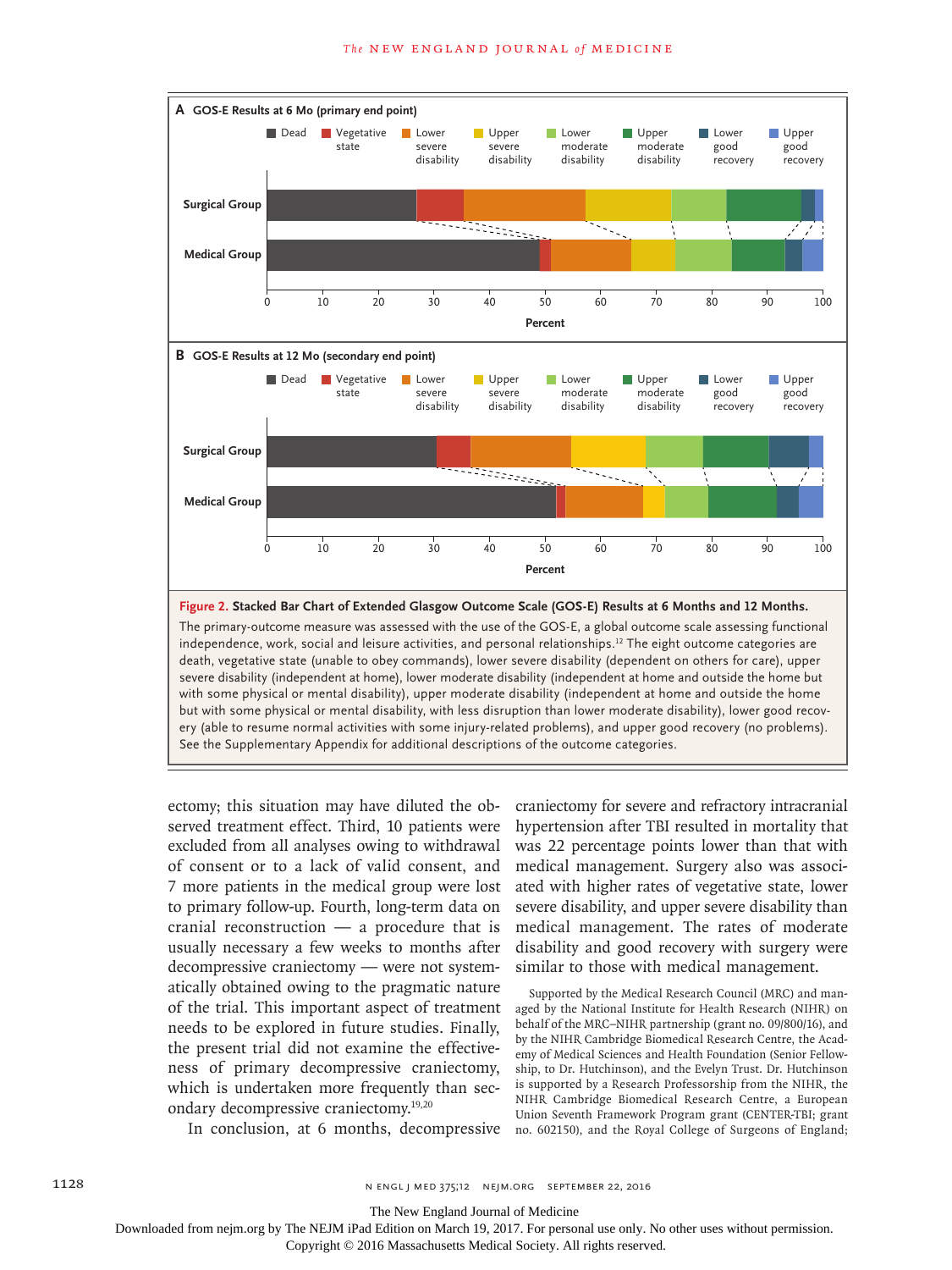**Figure 2. Stacked Bar Chart of Extended Glasgow Outcome Scale (GOS-E) Results at 6 Months and 12 Months.**

The primary-outcome measure was assessed with the use of the GOS-E, a global outcome scale assessing functional independence, work, social and leisure activities, and personal relationships.[12] The eight outcome categories are death, vegetative state (unable to obey commands), lower severe disability (dependent on others for care), upper severe disability (independent at home), lower moderate disability (independent at home and outside the home but with some physical or mental disability), upper moderate disability (independent at home and outside the home but with some physical or mental disability, with less disruption than lower moderate disability), lower good recovery (able to resume normal activities with some injury-related problems), and upper good recovery (no problems). See the Supplementary Appendix for additional descriptions of the outcome categories.

ectomy; this situation may have diluted the observed treatment effect. Third, 10 patients were excluded from all analyses owing to withdrawal of consent or to a lack of valid consent, and 7 more patients in the medical group were lost to primary follow-up. Fourth, long-term data on cranial reconstruction — a procedure that is usually necessary a few weeks to months after decompressive craniectomy — were not systematically obtained owing to the pragmatic nature of the trial. This important aspect of treatment needs to be explored in future studies. Finally, the present trial did not examine the effectiveness of primary decompressive craniectomy, which is undertaken more frequently than secondary decompressive craniectomy.[19,20]

In conclusion, at 6 months, decompressive craniectomy for severe and refractory intracranial hypertension after TBI resulted in mortality that was 22 percentage points lower than that with medical management. Surgery also was associated with higher rates of vegetative state, lower severe disability, and upper severe disability than medical management. The rates of moderate disability and good recovery with surgery were similar to those with medical management.

Supported by the Medical Research Council (MRC) and managed by the National Institute for Health Research (NIHR) on behalf of the MRC–NIHR partnership (grant no. 09/800/16), and by the NIHR Cambridge Biomedical Research Centre, the Academy of Medical Sciences and Health Foundation (Senior Fellowship, to Dr. Hutchinson), and the Evelyn Trust. Dr. Hutchinson is supported by a Research Professorship from the NIHR, the NIHR Cambridge Biomedical Research Centre, a European Union Seventh Framework Program grant (CENTER-TBI; grant no. 602150), and the Royal College of Surgeons of England;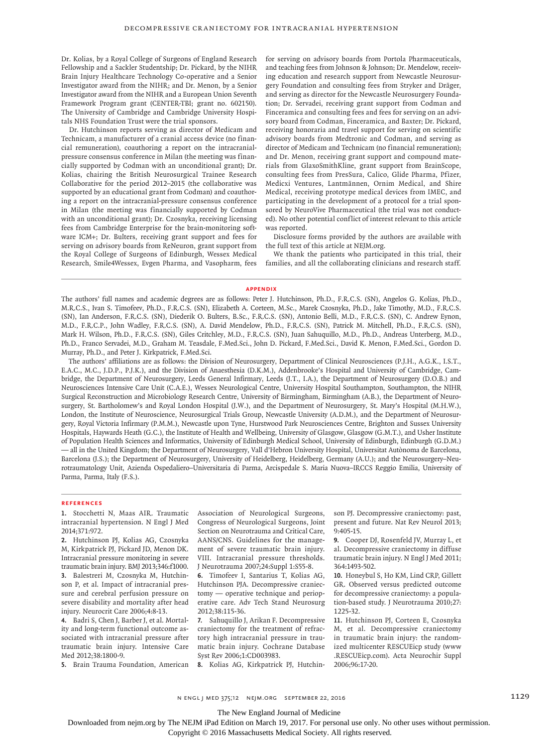Dr. Kolias, by a Royal College of Surgeons of England Research Fellowship and a Sackler Studentship; Dr. Pickard, by the NIHR Brain Injury Healthcare Technology Co-operative and a Senior Investigator award from the NIHR; and Dr. Menon, by a Senior Investigator award from the NIHR and a European Union Seventh Framework Program grant (CENTER-TBI; grant no. 602150). The University of Cambridge and Cambridge University Hospitals NHS Foundation Trust were the trial sponsors.

Dr. Hutchinson reports serving as director of Medicam and Technicam, a manufacturer of a cranial access device (no financial remuneration), coauthoring a report on the intracranial-pressure consensus conference in Milan (the meeting was financially supported by Codman with an unconditional grant); Dr. Kolias, chairing the British Neurosurgical Trainee Research Collaborative for the period 2012–2015 (the collaborative was supported by an educational grant from Codman) and coauthoring a report on the intracranial-pressure consensus conference in Milan (the meeting was financially supported by Codman with an unconditional grant); Dr. Czosnyka, receiving licensing fees from Cambridge Enterprise for the brain-monitoring software ICM+; Dr. Bulters, receiving grant support and fees for serving on advisory boards from ReNeuron, grant support from the Royal College of Surgeons of Edinburgh, Wessex Medical Research, Smile4Wessex, Evgen Pharma, and Vasopharm, fees for serving on advisory boards from Portola Pharmaceuticals, and teaching fees from Johnson & Johnson; Dr. Mendelow, receiving education and research support from Newcastle Neurosurgery Foundation and consulting fees from Stryker and Dräger, and serving as director for the Newcastle Neurosurgery Foundation; Dr. Servadei, receiving grant support from Codman and Finceramica and consulting fees and fees for serving on an advisory board from Codman, Finceramica, and Baxter; Dr. Pickard, receiving honoraria and travel support for serving on scientific advisory boards from Medtronic and Codman, and serving as director of Medicam and Technicam (no financial remuneration); and Dr. Menon, receiving grant support and compound materials from GlaxoSmithKline, grant support from BrainScope, consulting fees from PresSura, Calico, Glide Pharma, Pfizer, Medicxi Ventures, Lantmännen, Ornim Medical, and Shire Medical, receiving prototype medical devices from IMEC, and participating in the development of a protocol for a trial sponsored by NeuroVive Pharmaceutical (the trial was not conducted). No other potential conflict of interest relevant to this article was reported.

Disclosure forms provided by the authors are available with the full text of this article at NEJM.org.

We thank the patients who participated in this trial, their families, and all the collaborating clinicians and research staff.

## APPENDIX

The authors' full names and academic degrees are as follows: Peter J. Hutchinson, Ph.D., F.R.C.S. (SN), Angelos G. Kolias, Ph.D., M.R.C.S., Ivan S. Timofeev, Ph.D., F.R.C.S. (SN), Elizabeth A. Corteen, M.Sc., Marek Czosnyka, Ph.D., Jake Timothy, M.D., F.R.C.S. (SN), Ian Anderson, F.R.C.S. (SN), Diederik O. Bulters, B.Sc., F.R.C.S. (SN), Antonio Belli, M.D., F.R.C.S. (SN), C. Andrew Eynon, M.D., F.R.C.P., John Wadley, F.R.C.S. (SN), A. David Mendelow, Ph.D., F.R.C.S. (SN), Patrick M. Mitchell, Ph.D., F.R.C.S. (SN), Mark H. Wilson, Ph.D., F.R.C.S. (SN), Giles Critchley, M.D., F.R.C.S. (SN), Juan Sahuquillo, M.D., Ph.D., Andreas Unterberg, M.D., Ph.D., Franco Servadei, M.D., Graham M. Teasdale, F.Med.Sci., John D. Pickard, F.Med.Sci., David K. Menon, F.Med.Sci., Gordon D. Murray, Ph.D., and Peter J. Kirkpatrick, F.Med.Sci.

The authors' affiliations are as follows: the Division of Neurosurgery, Department of Clinical Neurosciences (P.J.H., A.G.K., I.S.T., E.A.C., M.C., J.D.P., P.J.K.), and the Division of Anaesthesia (D.K.M.), Addenbrooke's Hospital and University of Cambridge, Cambridge, the Department of Neurosurgery, Leeds General Infirmary, Leeds (J.T., I.A.), the Department of Neurosurgery (D.O.B.) and Neurosciences Intensive Care Unit (C.A.E.), Wessex Neurological Centre, University Hospital Southampton, Southampton, the NIHR Surgical Reconstruction and Microbiology Research Centre, University of Birmingham, Birmingham (A.B.), the Department of Neurosurgery, St. Bartholomew's and Royal London Hospital (J.W.), and the Department of Neurosurgery, St. Mary's Hospital (M.H.W.), London, the Institute of Neuroscience, Neurosurgical Trials Group, Newcastle University (A.D.M.), and the Department of Neurosurgery, Royal Victoria Infirmary (P.M.M.), Newcastle upon Tyne, Hurstwood Park Neurosciences Centre, Brighton and Sussex University Hospitals, Haywards Heath (G.C.), the Institute of Health and Wellbeing, University of Glasgow, Glasgow (G.M.T.), and Usher Institute of Population Health Sciences and Informatics, University of Edinburgh Medical School, University of Edinburgh, Edinburgh (G.D.M.) — all in the United Kingdom; the Department of Neurosurgery, Vall d'Hebron University Hospital, Universitat Autònoma de Barcelona, Barcelona (J.S.); the Department of Neurosurgery, University of Heidelberg, Heidelberg, Germany (A.U.); and the Neurosurgery–Neurotraumatology Unit, Azienda Ospedaliero–Universitaria di Parma, Arcispedale S. Maria Nuova–IRCCS Reggio Emilia, University of Parma, Parma, Italy (F.S.).

## REFERENCES

1. Stocchetti N, Maas AIR. Traumatic intracranial hypertension. N Engl J Med 2014;371:972.
2. Hutchinson PJ, Kolias AG, Czosnyka M, Kirkpatrick PJ, Pickard JD, Menon DK. Intracranial pressure monitoring in severe traumatic brain injury. BMJ 2013;346:f1000.
3. Balestreri M, Czosnyka M, Hutchinson P, et al. Impact of intracranial pressure and cerebral perfusion pressure on severe disability and mortality after head injury. Neurocrit Care 2006;4:8-13.
4. Badri S, Chen J, Barber J, et al. Mortality and long-term functional outcome associated with intracranial pressure after traumatic brain injury. Intensive Care Med 2012;38:1800-9.
5. Brain Trauma Foundation, American Association of Neurological Surgeons, Congress of Neurological Surgeons, Joint Section on Neurotrauma and Critical Care, AANS/CNS. Guidelines for the management of severe traumatic brain injury. VIII. Intracranial pressure thresholds. J Neurotrauma 2007;24:Suppl 1:S55-8.
6. Timofeev I, Santarius T, Kolias AG, Hutchinson PJA. Decompressive craniectomy — operative technique and perioperative care. Adv Tech Stand Neurosurg 2012;38:115-36.
7. Sahuquillo J, Arikan F. Decompressive craniectomy for the treatment of refractory high intracranial pressure in traumatic brain injury. Cochrane Database Syst Rev 2006;1:CD003983.
8. Kolias AG, Kirkpatrick PJ, Hutchinson PJ. Decompressive craniectomy: past, present and future. Nat Rev Neurol 2013;9:405-15.
9. Cooper DJ, Rosenfeld JV, Murray L, et al. Decompressive craniectomy in diffuse traumatic brain injury. N Engl J Med 2011;364:1493-502.
10. Honeybul S, Ho KM, Lind CRP, Gillett GR. Observed versus predicted outcome for decompressive craniectomy: a population-based study. J Neurotrauma 2010;27:1225-32.
11. Hutchinson PJ, Corteen E, Czosnyka M, et al. Decompressive craniectomy in traumatic brain injury: the randomized multicenter RESCUEicp study (www.RESCUEicp.com). Acta Neurochir Suppl 2006;96:17-20.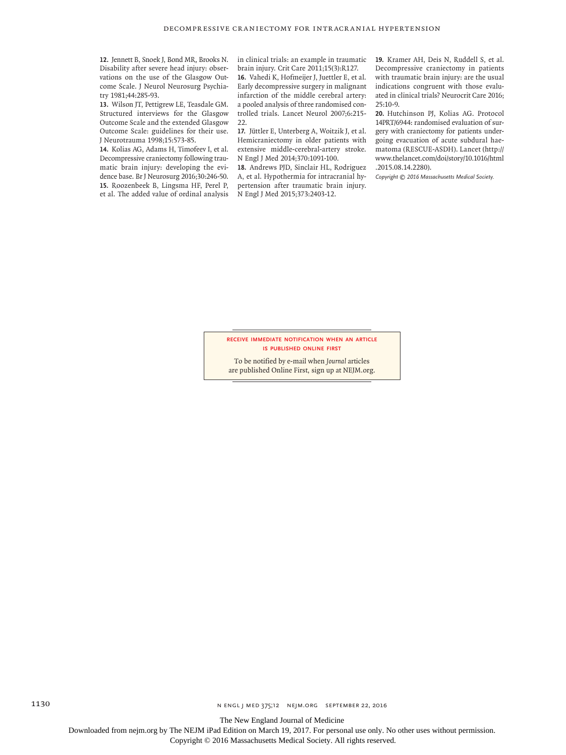12. Jennett B, Snoek J, Bond MR, Brooks N. Disability after severe head injury: observations on the use of the Glasgow Outcome Scale. J Neurol Neurosurg Psychiatry 1981;44:285-93.

13. Wilson JT, Pettigrew LE, Teasdale GM. Structured interviews for the Glasgow Outcome Scale and the extended Glasgow Outcome Scale: guidelines for their use. J Neurotrauma 1998;15:573-85.

14. Kolias AG, Adams H, Timofeev I, et al. Decompressive craniectomy following traumatic brain injury: developing the evidence base. Br J Neurosurg 2016;30:246-50.

15. Roozenbeek B, Lingsma HF, Perel P, et al. The added value of ordinal analysis in clinical trials: an example in traumatic brain injury. Crit Care 2011;15(3):R127.

16. Vahedi K, Hofmeijer J, Juettler E, et al. Early decompressive surgery in malignant infarction of the middle cerebral artery: a pooled analysis of three randomised controlled trials. Lancet Neurol 2007;6:215-22.

17. Jüttler E, Unterberg A, Woitzik J, et al. Hemicraniectomy in older patients with extensive middle-cerebral-artery stroke. N Engl J Med 2014;370:1091-100.

18. Andrews PJD, Sinclair HL, Rodriguez A, et al. Hypothermia for intracranial hypertension after traumatic brain injury. N Engl J Med 2015;373:2403-12.

19. Kramer AH, Deis N, Ruddell S, et al. Decompressive craniectomy in patients with traumatic brain injury: are the usual indications congruent with those evaluated in clinical trials? Neurocrit Care 2016;25:10-9.

20. Hutchinson PJ, Kolias AG. Protocol 14PRT/6944: randomised evaluation of surgery with craniectomy for patients undergoing evacuation of acute subdural haematoma (RESCUE-ASDH). Lancet (http://www.thelancet.com/doi/story/10.1016/html.2015.08.14.2280).

*Copyright © 2016 Massachusetts Medical Society.*

RECEIVE IMMEDIATE NOTIFICATION WHEN AN ARTICLE IS PUBLISHED ONLINE FIRST

To be notified by e-mail when *Journal* articles are published Online First, sign up at NEJM.org.